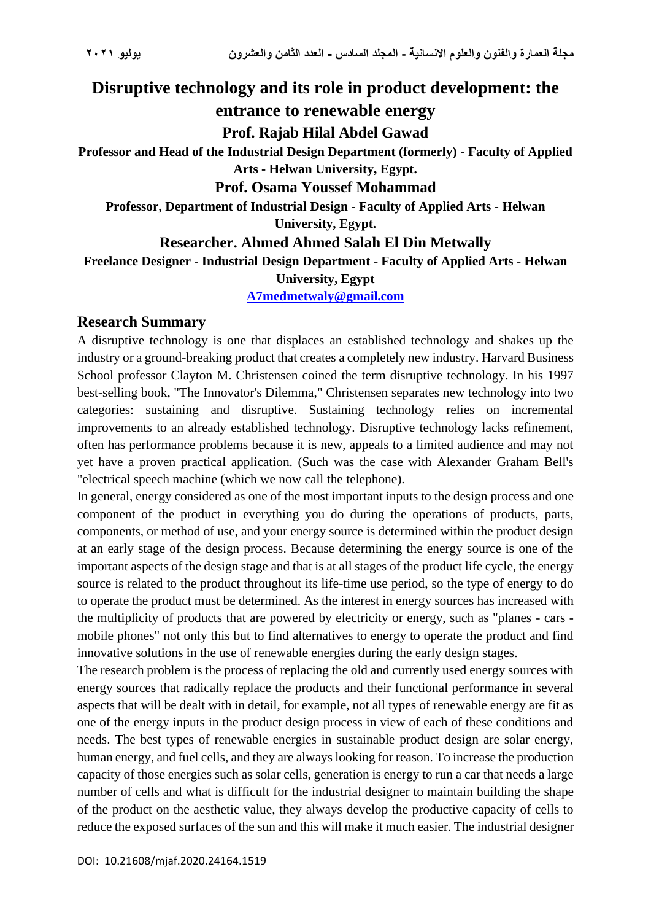# Disruptive technology and its role in product development: the entrance to renewable energy

**Prof. Rajab Hilal Abdel Gawad**

**Professor and Head of the Industrial Design Department (formerly) - Faculty of Applied Arts - Helwan University, Egypt.**

**Prof. Osama Youssef Mohammad**

**Professor, Department of Industrial Design - Faculty of Applied Arts - Helwan University, Egypt.**

**Researcher. Ahmed Ahmed Salah El Din Metwally**

**Freelance Designer - Industrial Design Department - Faculty of Applied Arts - Helwan University, Egypt**

**A7medmetwaly@gmail.com**

## Research Summary

A disruptive technology is one that displaces an established technology and shakes up the industry or a ground-breaking product that creates a completely new industry. Harvard Business School professor Clayton M. Christensen coined the term disruptive technology. In his 1997 best-selling book, "The Innovator's Dilemma," Christensen separates new technology into two categories: sustaining and disruptive. Sustaining technology relies on incremental improvements to an already established technology. Disruptive technology lacks refinement, often has performance problems because it is new, appeals to a limited audience and may not yet have a proven practical application. (Such was the case with Alexander Graham Bell's "electrical speech machine (which we now call the telephone).

In general, energy considered as one of the most important inputs to the design process and one component of the product in everything you do during the operations of products, parts, components, or method of use, and your energy source is determined within the product design at an early stage of the design process. Because determining the energy source is one of the important aspects of the design stage and that is at all stages of the product life cycle, the energy source is related to the product throughout its life-time use period, so the type of energy to do to operate the product must be determined. As the interest in energy sources has increased with the multiplicity of products that are powered by electricity or energy, such as "planes - cars - mobile phones" not only this but to find alternatives to energy to operate the product and find innovative solutions in the use of renewable energies during the early design stages.

The research problem is the process of replacing the old and currently used energy sources with energy sources that radically replace the products and their functional performance in several aspects that will be dealt with in detail, for example, not all types of renewable energy are fit as one of the energy inputs in the product design process in view of each of these conditions and needs. The best types of renewable energies in sustainable product design are solar energy, human energy, and fuel cells, and they are always looking for reason. To increase the production capacity of those energies such as solar cells, generation is energy to run a car that needs a large number of cells and what is difficult for the industrial designer to maintain building the shape of the product on the aesthetic value, they always develop the productive capacity of cells to reduce the exposed surfaces of the sun and this will make it much easier. The industrial designer

DOI: 10.21608/mjaf.2020.24164.1519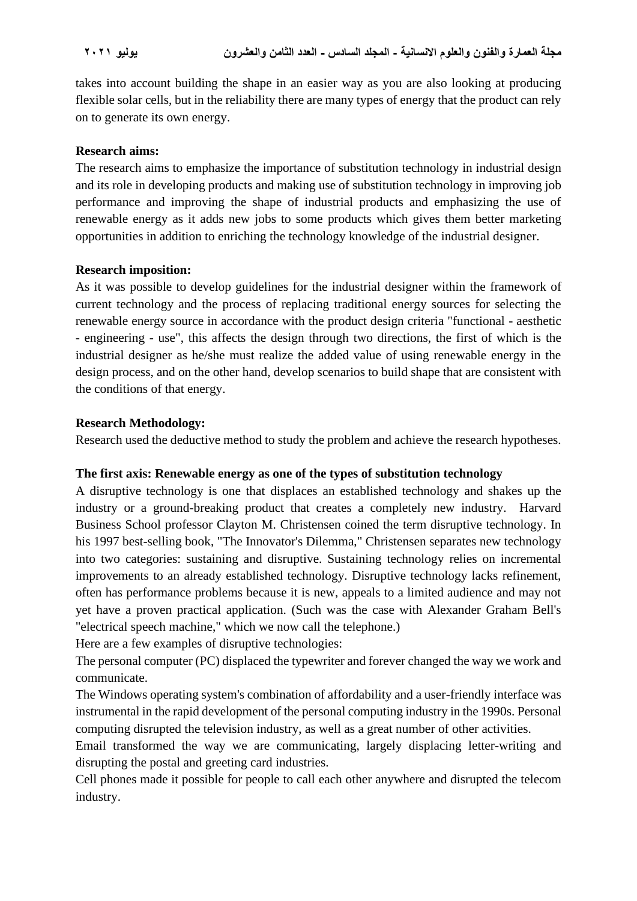takes into account building the shape in an easier way as you are also looking at producing flexible solar cells, but in the reliability there are many types of energy that the product can rely on to generate its own energy.

**Research aims:**

The research aims to emphasize the importance of substitution technology in industrial design and its role in developing products and making use of substitution technology in improving job performance and improving the shape of industrial products and emphasizing the use of renewable energy as it adds new jobs to some products which gives them better marketing opportunities in addition to enriching the technology knowledge of the industrial designer.

**Research imposition:**

As it was possible to develop guidelines for the industrial designer within the framework of current technology and the process of replacing traditional energy sources for selecting the renewable energy source in accordance with the product design criteria "functional - aesthetic - engineering - use", this affects the design through two directions, the first of which is the industrial designer as he/she must realize the added value of using renewable energy in the design process, and on the other hand, develop scenarios to build shape that are consistent with the conditions of that energy.

**Research Methodology:**

Research used the deductive method to study the problem and achieve the research hypotheses.

**The first axis: Renewable energy as one of the types of substitution technology**

A disruptive technology is one that displaces an established technology and shakes up the industry or a ground-breaking product that creates a completely new industry. Harvard Business School professor Clayton M. Christensen coined the term disruptive technology. In his 1997 best-selling book, "The Innovator's Dilemma," Christensen separates new technology into two categories: sustaining and disruptive. Sustaining technology relies on incremental improvements to an already established technology. Disruptive technology lacks refinement, often has performance problems because it is new, appeals to a limited audience and may not yet have a proven practical application. (Such was the case with Alexander Graham Bell's "electrical speech machine," which we now call the telephone.)

Here are a few examples of disruptive technologies:

The personal computer (PC) displaced the typewriter and forever changed the way we work and communicate.

The Windows operating system's combination of affordability and a user-friendly interface was instrumental in the rapid development of the personal computing industry in the 1990s. Personal computing disrupted the television industry, as well as a great number of other activities.

Email transformed the way we are communicating, largely displacing letter-writing and disrupting the postal and greeting card industries.

Cell phones made it possible for people to call each other anywhere and disrupted the telecom industry.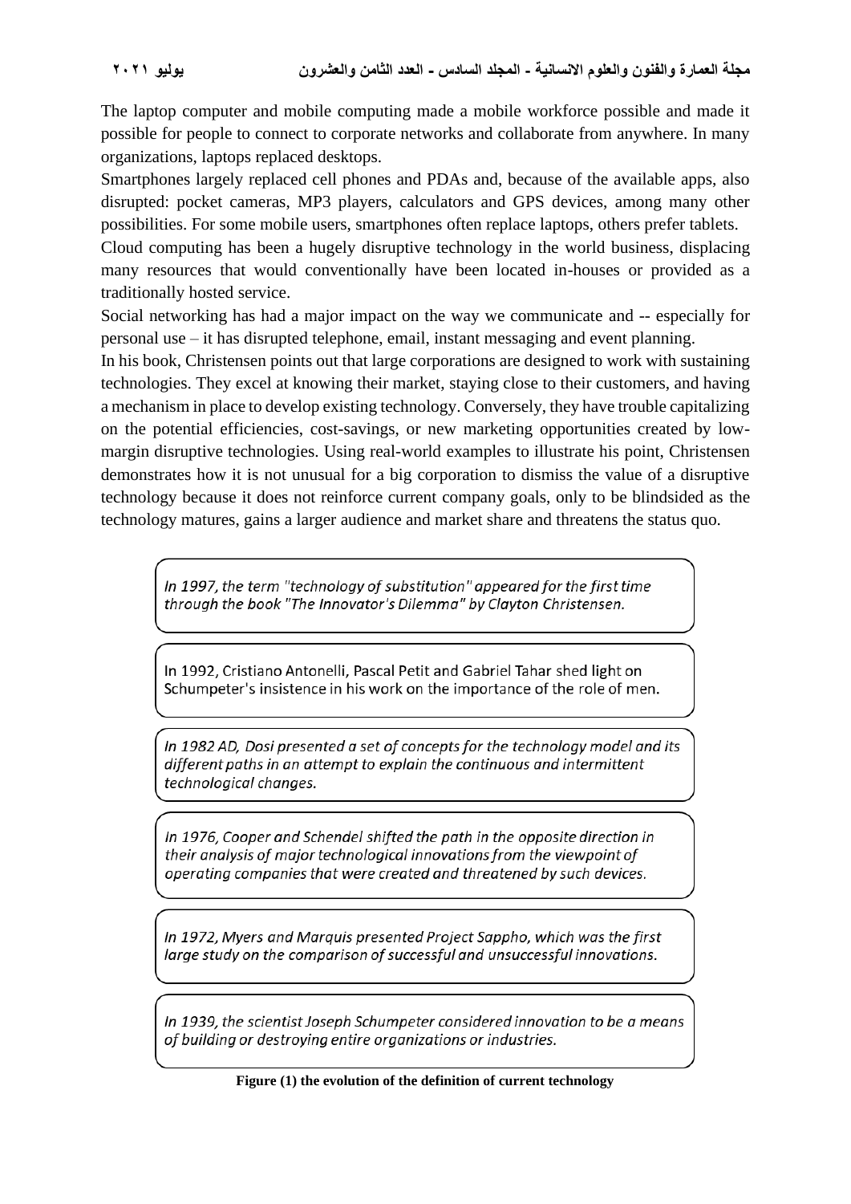The laptop computer and mobile computing made a mobile workforce possible and made it possible for people to connect to corporate networks and collaborate from anywhere. In many organizations, laptops replaced desktops.

Smartphones largely replaced cell phones and PDAs and, because of the available apps, also disrupted: pocket cameras, MP3 players, calculators and GPS devices, among many other possibilities. For some mobile users, smartphones often replace laptops, others prefer tablets.

Cloud computing has been a hugely disruptive technology in the world business, displacing many resources that would conventionally have been located in-houses or provided as a traditionally hosted service.

Social networking has had a major impact on the way we communicate and -- especially for personal use – it has disrupted telephone, email, instant messaging and event planning.

In his book, Christensen points out that large corporations are designed to work with sustaining technologies. They excel at knowing their market, staying close to their customers, and having a mechanism in place to develop existing technology. Conversely, they have trouble capitalizing on the potential efficiencies, cost-savings, or new marketing opportunities created by low-margin disruptive technologies. Using real-world examples to illustrate his point, Christensen demonstrates how it is not unusual for a big corporation to dismiss the value of a disruptive technology because it does not reinforce current company goals, only to be blindsided as the technology matures, gains a larger audience and market share and threatens the status quo.

*In 1997, the term "technology of substitution" appeared for the first time through the book "The Innovator's Dilemma" by Clayton Christensen.*

In 1992, Cristiano Antonelli, Pascal Petit and Gabriel Tahar shed light on Schumpeter's insistence in his work on the importance of the role of men.

*In 1982 AD, Dosi presented a set of concepts for the technology model and its different paths in an attempt to explain the continuous and intermittent technological changes.*

*In 1976, Cooper and Schendel shifted the path in the opposite direction in their analysis of major technological innovations from the viewpoint of operating companies that were created and threatened by such devices.*

*In 1972, Myers and Marquis presented Project Sappho, which was the first large study on the comparison of successful and unsuccessful innovations.*

*In 1939, the scientist Joseph Schumpeter considered innovation to be a means of building or destroying entire organizations or industries.*

**Figure (1) the evolution of the definition of current technology**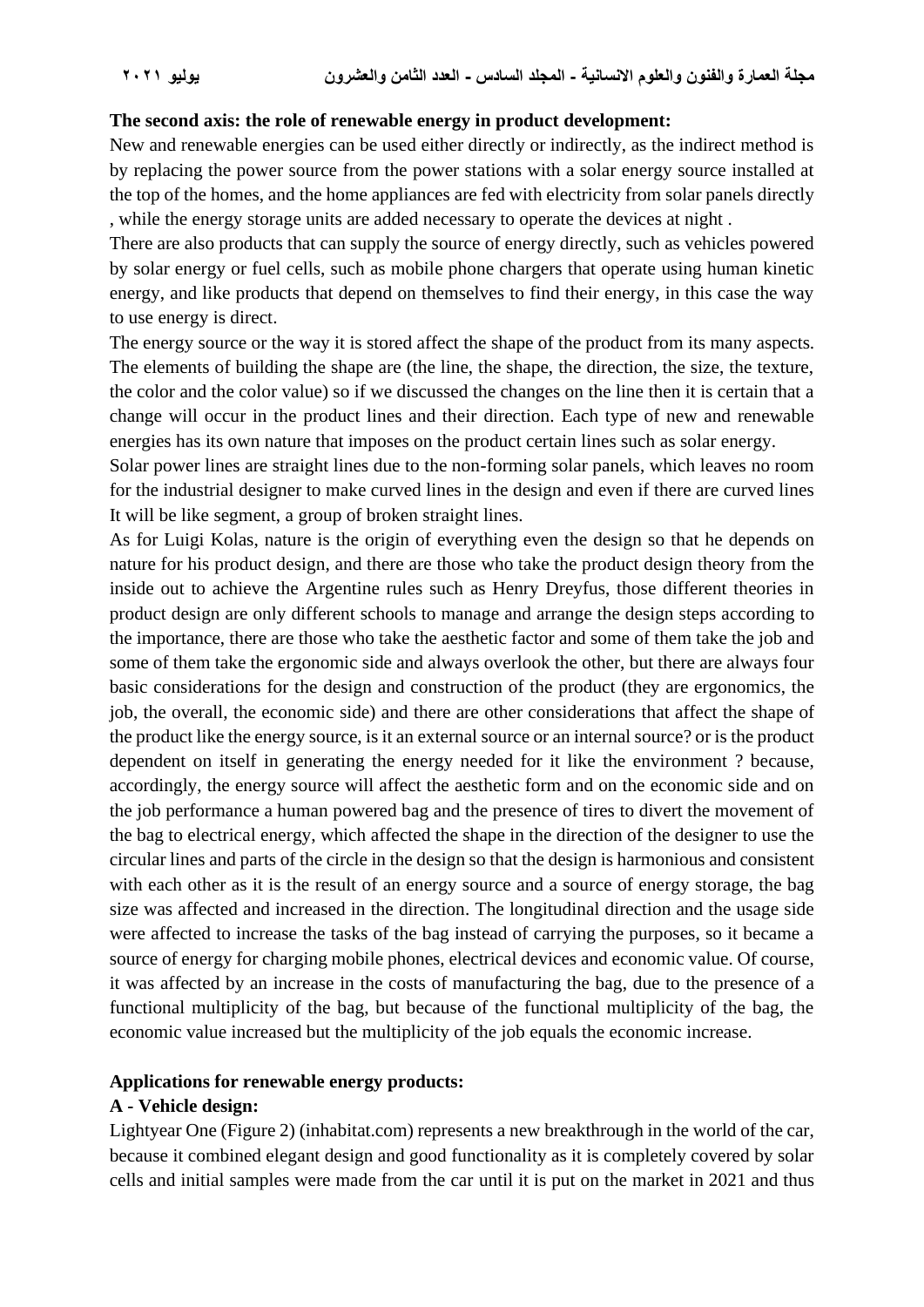**The second axis: the role of renewable energy in product development:**

New and renewable energies can be used either directly or indirectly, as the indirect method is by replacing the power source from the power stations with a solar energy source installed at the top of the homes, and the home appliances are fed with electricity from solar panels directly , while the energy storage units are added necessary to operate the devices at night .

There are also products that can supply the source of energy directly, such as vehicles powered by solar energy or fuel cells, such as mobile phone chargers that operate using human kinetic energy, and like products that depend on themselves to find their energy, in this case the way to use energy is direct.

The energy source or the way it is stored affect the shape of the product from its many aspects. The elements of building the shape are (the line, the shape, the direction, the size, the texture, the color and the color value) so if we discussed the changes on the line then it is certain that a change will occur in the product lines and their direction. Each type of new and renewable energies has its own nature that imposes on the product certain lines such as solar energy.

Solar power lines are straight lines due to the non-forming solar panels, which leaves no room for the industrial designer to make curved lines in the design and even if there are curved lines It will be like segment, a group of broken straight lines.

As for Luigi Kolas, nature is the origin of everything even the design so that he depends on nature for his product design, and there are those who take the product design theory from the inside out to achieve the Argentine rules such as Henry Dreyfus, those different theories in product design are only different schools to manage and arrange the design steps according to the importance, there are those who take the aesthetic factor and some of them take the job and some of them take the ergonomic side and always overlook the other, but there are always four basic considerations for the design and construction of the product (they are ergonomics, the job, the overall, the economic side) and there are other considerations that affect the shape of the product like the energy source, is it an external source or an internal source? or is the product dependent on itself in generating the energy needed for it like the environment ? because, accordingly, the energy source will affect the aesthetic form and on the economic side and on the job performance a human powered bag and the presence of tires to divert the movement of the bag to electrical energy, which affected the shape in the direction of the designer to use the circular lines and parts of the circle in the design so that the design is harmonious and consistent with each other as it is the result of an energy source and a source of energy storage, the bag size was affected and increased in the direction. The longitudinal direction and the usage side were affected to increase the tasks of the bag instead of carrying the purposes, so it became a source of energy for charging mobile phones, electrical devices and economic value. Of course, it was affected by an increase in the costs of manufacturing the bag, due to the presence of a functional multiplicity of the bag, but because of the functional multiplicity of the bag, the economic value increased but the multiplicity of the job equals the economic increase.

**Applications for renewable energy products:**

**A - Vehicle design:**

Lightyear One (Figure 2) (inhabitat.com) represents a new breakthrough in the world of the car, because it combined elegant design and good functionality as it is completely covered by solar cells and initial samples were made from the car until it is put on the market in 2021 and thus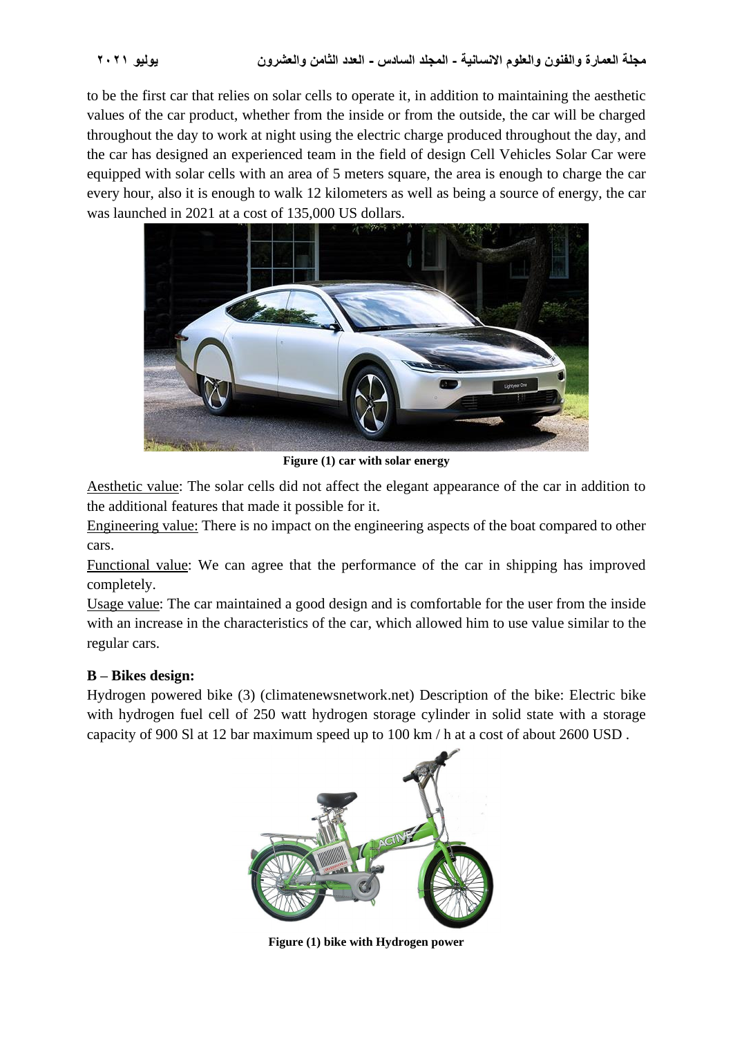to be the first car that relies on solar cells to operate it, in addition to maintaining the aesthetic values of the car product, whether from the inside or from the outside, the car will be charged throughout the day to work at night using the electric charge produced throughout the day, and the car has designed an experienced team in the field of design Cell Vehicles Solar Car were equipped with solar cells with an area of 5 meters square, the area is enough to charge the car every hour, also it is enough to walk 12 kilometers as well as being a source of energy, the car was launched in 2021 at a cost of 135,000 US dollars.

**Figure (1) car with solar energy**

Aesthetic value: The solar cells did not affect the elegant appearance of the car in addition to the additional features that made it possible for it.

Engineering value: There is no impact on the engineering aspects of the boat compared to other cars.

Functional value: We can agree that the performance of the car in shipping has improved completely.

Usage value: The car maintained a good design and is comfortable for the user from the inside with an increase in the characteristics of the car, which allowed him to use value similar to the regular cars.

### B – Bikes design:

Hydrogen powered bike (3) (climatenewsnetwork.net) Description of the bike: Electric bike with hydrogen fuel cell of 250 watt hydrogen storage cylinder in solid state with a storage capacity of 900 Sl at 12 bar maximum speed up to 100 km / h at a cost of about 2600 USD .

**Figure (1) bike with Hydrogen power**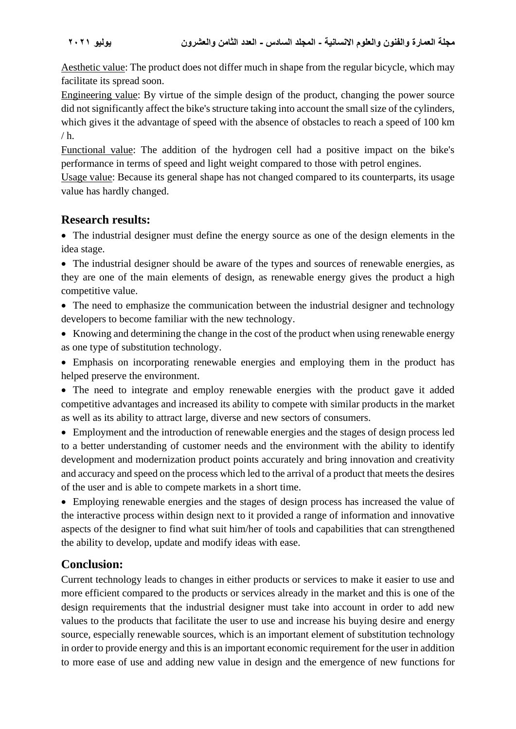Aesthetic value: The product does not differ much in shape from the regular bicycle, which may facilitate its spread soon.

Engineering value: By virtue of the simple design of the product, changing the power source did not significantly affect the bike's structure taking into account the small size of the cylinders, which gives it the advantage of speed with the absence of obstacles to reach a speed of 100 km / h.

Functional value: The addition of the hydrogen cell had a positive impact on the bike's performance in terms of speed and light weight compared to those with petrol engines.

Usage value: Because its general shape has not changed compared to its counterparts, its usage value has hardly changed.

## Research results:

- The industrial designer must define the energy source as one of the design elements in the idea stage.
- The industrial designer should be aware of the types and sources of renewable energies, as they are one of the main elements of design, as renewable energy gives the product a high competitive value.
- The need to emphasize the communication between the industrial designer and technology developers to become familiar with the new technology.
- Knowing and determining the change in the cost of the product when using renewable energy as one type of substitution technology.
- Emphasis on incorporating renewable energies and employing them in the product has helped preserve the environment.
- The need to integrate and employ renewable energies with the product gave it added competitive advantages and increased its ability to compete with similar products in the market as well as its ability to attract large, diverse and new sectors of consumers.
- Employment and the introduction of renewable energies and the stages of design process led to a better understanding of customer needs and the environment with the ability to identify development and modernization product points accurately and bring innovation and creativity and accuracy and speed on the process which led to the arrival of a product that meets the desires of the user and is able to compete markets in a short time.
- Employing renewable energies and the stages of design process has increased the value of the interactive process within design next to it provided a range of information and innovative aspects of the designer to find what suit him/her of tools and capabilities that can strengthened the ability to develop, update and modify ideas with ease.

## Conclusion:

Current technology leads to changes in either products or services to make it easier to use and more efficient compared to the products or services already in the market and this is one of the design requirements that the industrial designer must take into account in order to add new values to the products that facilitate the user to use and increase his buying desire and energy source, especially renewable sources, which is an important element of substitution technology in order to provide energy and this is an important economic requirement for the user in addition to more ease of use and adding new value in design and the emergence of new functions for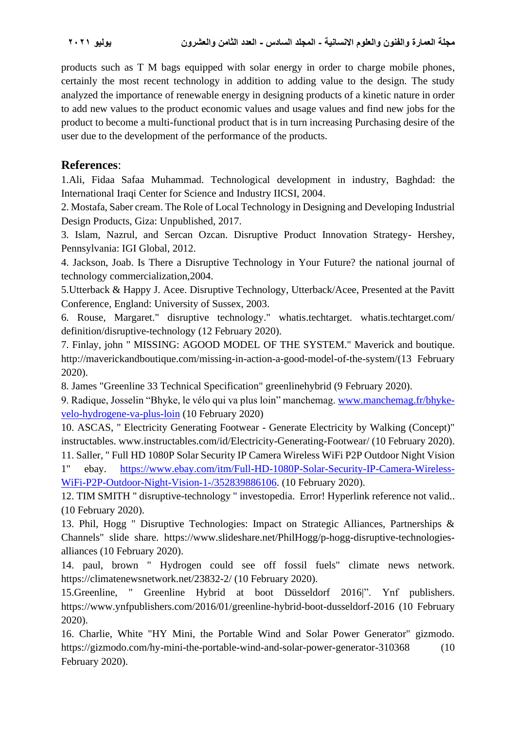products such as T M bags equipped with solar energy in order to charge mobile phones, certainly the most recent technology in addition to adding value to the design. The study analyzed the importance of renewable energy in designing products of a kinetic nature in order to add new values to the product economic values and usage values and find new jobs for the product to become a multi-functional product that is in turn increasing Purchasing desire of the user due to the development of the performance of the products.

## References:

1.Ali, Fidaa Safaa Muhammad. Technological development in industry, Baghdad: the International Iraqi Center for Science and Industry IICSI, 2004.

2. Mostafa, Saber cream. The Role of Local Technology in Designing and Developing Industrial Design Products, Giza: Unpublished, 2017.

3. Islam, Nazrul, and Sercan Ozcan. Disruptive Product Innovation Strategy- Hershey, Pennsylvania: IGI Global, 2012.

4. Jackson, Joab. Is There a Disruptive Technology in Your Future? the national journal of technology commercialization,2004.

5.Utterback & Happy J. Acee. Disruptive Technology, Utterback/Acee, Presented at the Pavitt Conference, England: University of Sussex, 2003.

6. Rouse, Margaret." disruptive technology." whatis.techtarget. whatis.techtarget.com/ definition/disruptive-technology (12 February 2020).

7. Finlay, john " MISSING: AGOOD MODEL OF THE SYSTEM." Maverick and boutique. http://maverickandboutique.com/missing-in-action-a-good-model-of-the-system/(13 February 2020).

8. James "Greenline 33 Technical Specification" greenlinehybrid (9 February 2020).

9. Radique, Josselin "Bhyke, le vélo qui va plus loin" manchemag. www.manchemag.fr/bhyke-velo-hydrogene-va-plus-loin (10 February 2020)

10. ASCAS, " Electricity Generating Footwear - Generate Electricity by Walking (Concept)" instructables. www.instructables.com/id/Electricity-Generating-Footwear/ (10 February 2020).

11. Saller, " Full HD 1080P Solar Security IP Camera Wireless WiFi P2P Outdoor Night Vision 1" ebay. https://www.ebay.com/itm/Full-HD-1080P-Solar-Security-IP-Camera-Wireless-WiFi-P2P-Outdoor-Night-Vision-1-/352839886106. (10 February 2020).

12. TIM SMITH " disruptive-technology " investopedia. Error! Hyperlink reference not valid.. (10 February 2020).

13. Phil, Hogg " Disruptive Technologies: Impact on Strategic Alliances, Partnerships & Channels" slide share. https://www.slideshare.net/PhilHogg/p-hogg-disruptive-technologies-alliances (10 February 2020).

14. paul, brown " Hydrogen could see off fossil fuels" climate news network. https://climatenewsnetwork.net/23832-2/ (10 February 2020).

15.Greenline, " Greenline Hybrid at boot Düsseldorf 2016|". Ynf publishers. https://www.ynfpublishers.com/2016/01/greenline-hybrid-boot-dusseldorf-2016 (10 February 2020).

16. Charlie, White "HY Mini, the Portable Wind and Solar Power Generator" gizmodo. https://gizmodo.com/hy-mini-the-portable-wind-and-solar-power-generator-310368 (10 February 2020).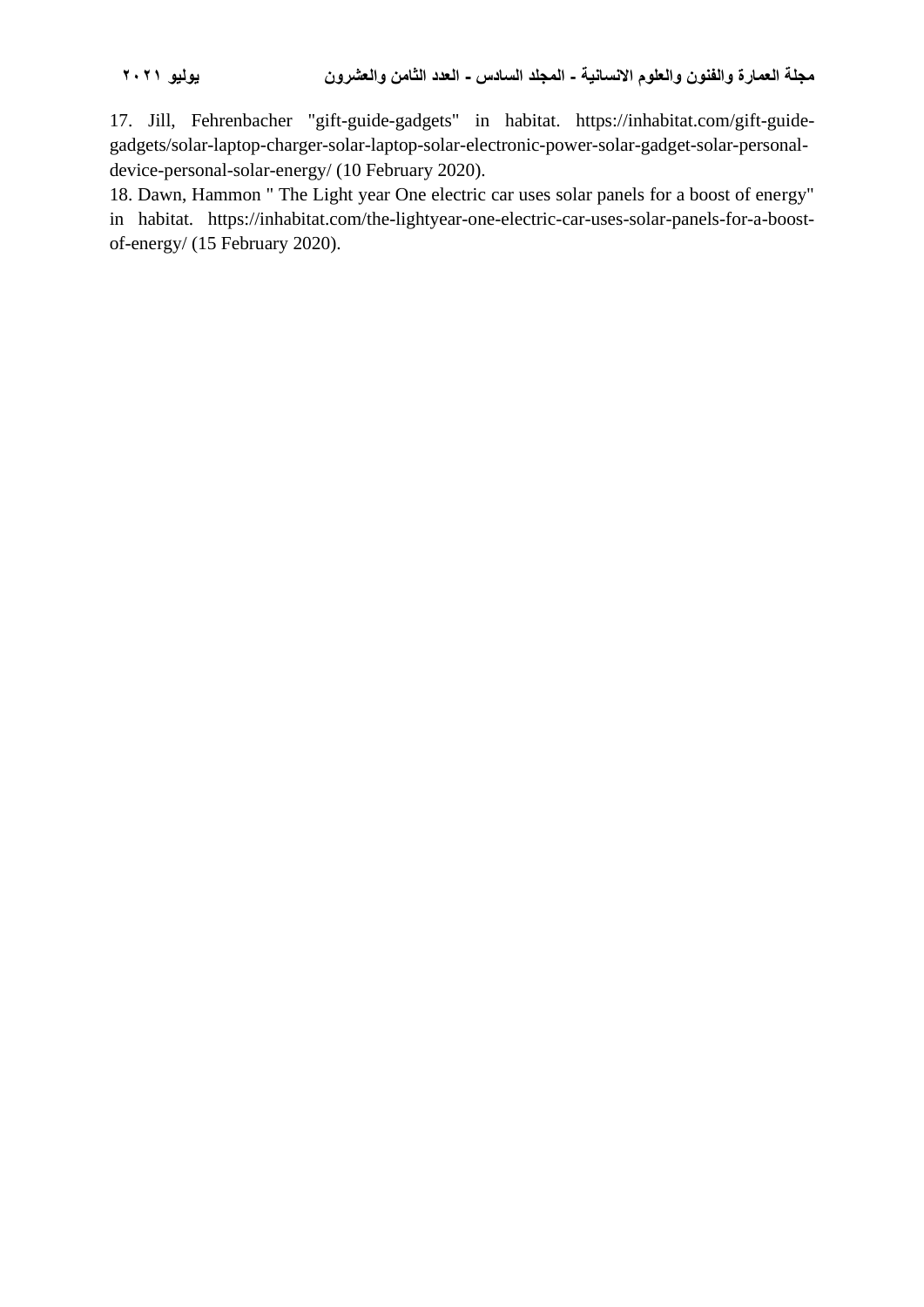17. Jill, Fehrenbacher "gift-guide-gadgets" in habitat. https://inhabitat.com/gift-guide-gadgets/solar-laptop-charger-solar-laptop-solar-electronic-power-solar-gadget-solar-personal-device-personal-solar-energy/ (10 February 2020).

18. Dawn, Hammon " The Light year One electric car uses solar panels for a boost of energy" in habitat. https://inhabitat.com/the-lightyear-one-electric-car-uses-solar-panels-for-a-boost-of-energy/ (15 February 2020).